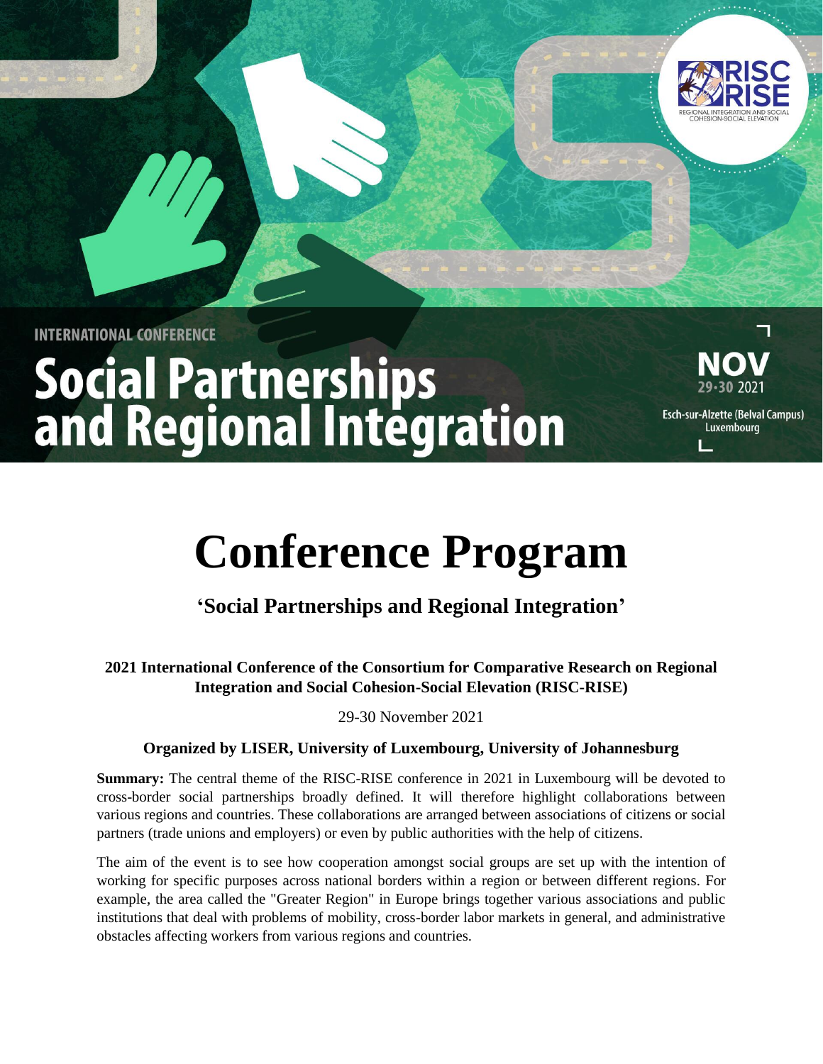INTERNATIONAL CONFERENCE

# Social Partnerships and Regional Integration

NOV 29-30 2021

Esch-sur-Alzette (Belval Campus) Luxembourg

# Conference Program

## 'Social Partnerships and Regional Integration'

**2021 International Conference of the Consortium for Comparative Research on Regional Integration and Social Cohesion-Social Elevation (RISC-RISE)**

29-30 November 2021

**Organized by LISER, University of Luxembourg, University of Johannesburg**

**Summary:** The central theme of the RISC-RISE conference in 2021 in Luxembourg will be devoted to cross-border social partnerships broadly defined. It will therefore highlight collaborations between various regions and countries. These collaborations are arranged between associations of citizens or social partners (trade unions and employers) or even by public authorities with the help of citizens.

The aim of the event is to see how cooperation amongst social groups are set up with the intention of working for specific purposes across national borders within a region or between different regions. For example, the area called the "Greater Region" in Europe brings together various associations and public institutions that deal with problems of mobility, cross-border labor markets in general, and administrative obstacles affecting workers from various regions and countries.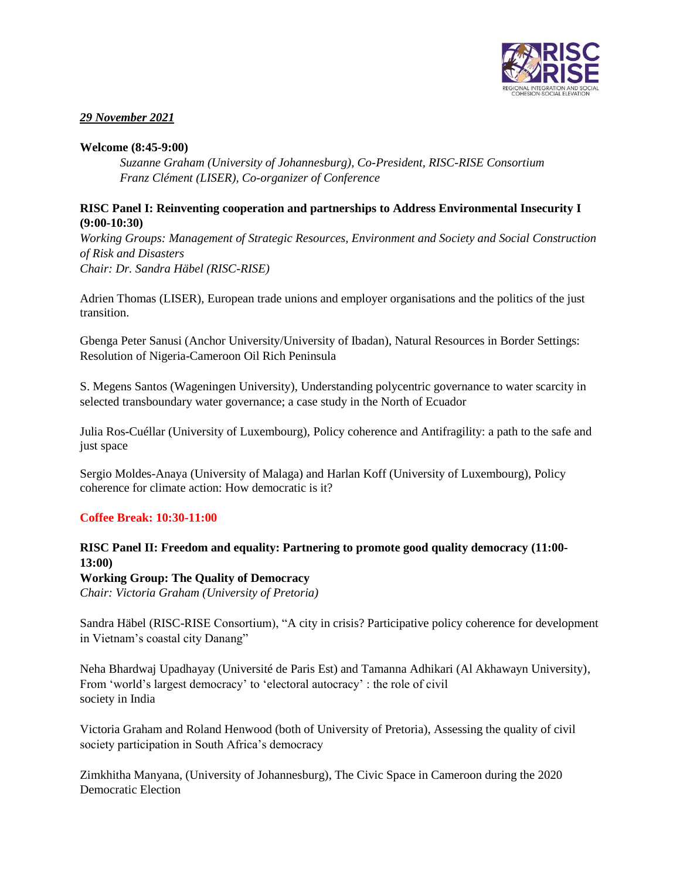*29 November 2021*

**Welcome (8:45-9:00)**

*Suzanne Graham (University of Johannesburg), Co-President, RISC-RISE Consortium*
*Franz Clément (LISER), Co-organizer of Conference*

**RISC Panel I: Reinventing cooperation and partnerships to Address Environmental Insecurity I (9:00-10:30)**

*Working Groups: Management of Strategic Resources, Environment and Society and Social Construction of Risk and Disasters*
*Chair: Dr. Sandra Häbel (RISC-RISE)*

Adrien Thomas (LISER), European trade unions and employer organisations and the politics of the just transition.

Gbenga Peter Sanusi (Anchor University/University of Ibadan), Natural Resources in Border Settings: Resolution of Nigeria-Cameroon Oil Rich Peninsula

S. Megens Santos (Wageningen University), Understanding polycentric governance to water scarcity in selected transboundary water governance; a case study in the North of Ecuador

Julia Ros-Cuéllar (University of Luxembourg), Policy coherence and Antifragility: a path to the safe and just space

Sergio Moldes-Anaya (University of Malaga) and Harlan Koff (University of Luxembourg), Policy coherence for climate action: How democratic is it?

**Coffee Break: 10:30-11:00**

**RISC Panel II: Freedom and equality: Partnering to promote good quality democracy (11:00-13:00)**

**Working Group: The Quality of Democracy**
*Chair: Victoria Graham (University of Pretoria)*

Sandra Häbel (RISC-RISE Consortium), "A city in crisis? Participative policy coherence for development in Vietnam's coastal city Danang"

Neha Bhardwaj Upadhayay (Université de Paris Est) and Tamanna Adhikari (Al Akhawayn University), From 'world's largest democracy' to 'electoral autocracy' : the role of civil society in India

Victoria Graham and Roland Henwood (both of University of Pretoria), Assessing the quality of civil society participation in South Africa's democracy

Zimkhitha Manyana, (University of Johannesburg), The Civic Space in Cameroon during the 2020 Democratic Election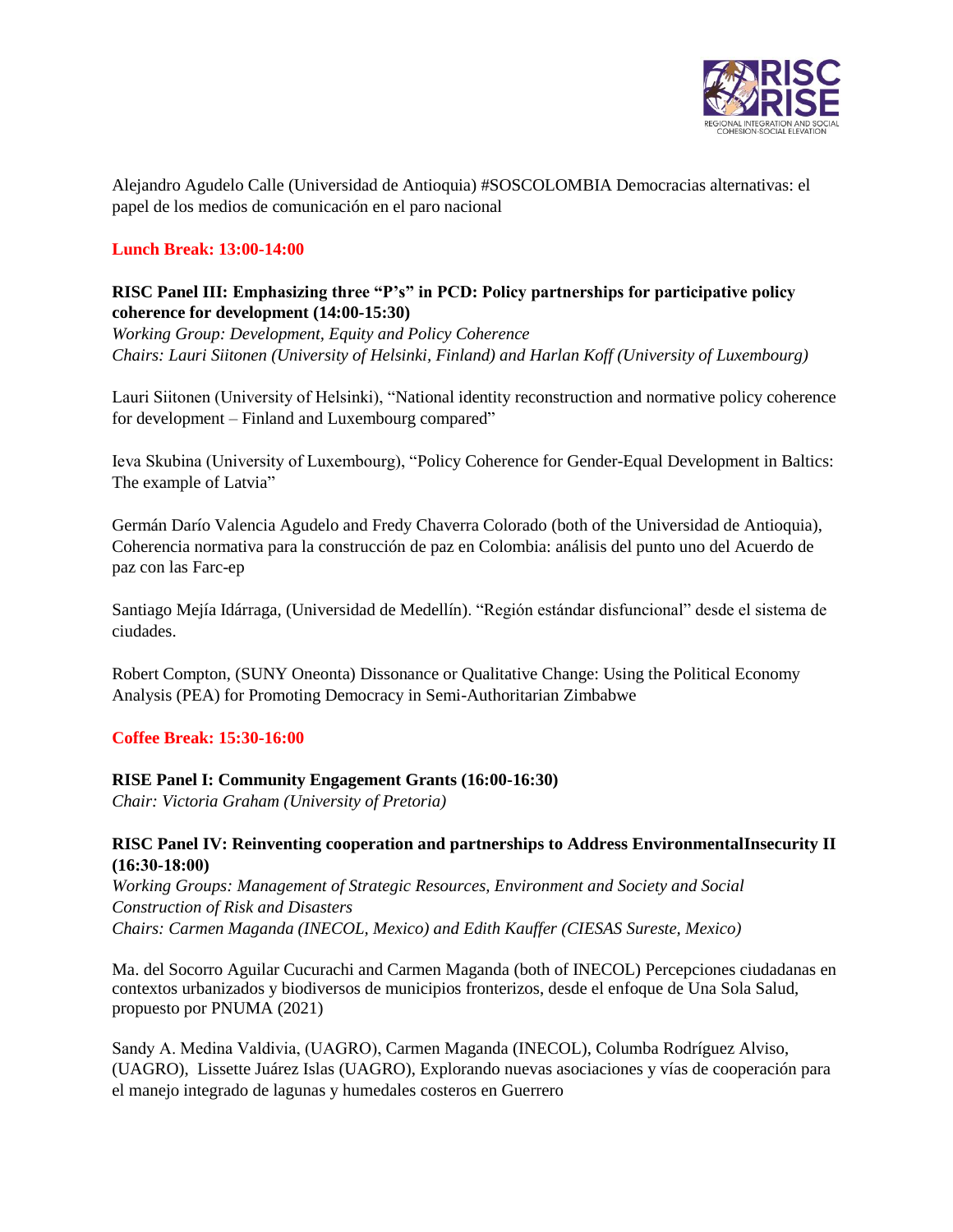Alejandro Agudelo Calle (Universidad de Antioquia) #SOSCOLOMBIA Democracias alternativas: el papel de los medios de comunicación en el paro nacional

**Lunch Break: 13:00-14:00**

**RISC Panel III: Emphasizing three "P's" in PCD: Policy partnerships for participative policy coherence for development (14:00-15:30)**
*Working Group: Development, Equity and Policy Coherence*
*Chairs: Lauri Siitonen (University of Helsinki, Finland) and Harlan Koff (University of Luxembourg)*

Lauri Siitonen (University of Helsinki), "National identity reconstruction and normative policy coherence for development – Finland and Luxembourg compared"

Ieva Skubina (University of Luxembourg), "Policy Coherence for Gender-Equal Development in Baltics: The example of Latvia"

Germán Darío Valencia Agudelo and Fredy Chaverra Colorado (both of the Universidad de Antioquia), Coherencia normativa para la construcción de paz en Colombia: análisis del punto uno del Acuerdo de paz con las Farc-ep

Santiago Mejía Idárraga, (Universidad de Medellín). "Región estándar disfuncional" desde el sistema de ciudades.

Robert Compton, (SUNY Oneonta) Dissonance or Qualitative Change: Using the Political Economy Analysis (PEA) for Promoting Democracy in Semi-Authoritarian Zimbabwe

**Coffee Break: 15:30-16:00**

**RISE Panel I: Community Engagement Grants (16:00-16:30)**
*Chair: Victoria Graham (University of Pretoria)*

**RISC Panel IV: Reinventing cooperation and partnerships to Address EnvironmentalInsecurity II (16:30-18:00)**
*Working Groups: Management of Strategic Resources, Environment and Society and Social Construction of Risk and Disasters*
*Chairs: Carmen Maganda (INECOL, Mexico) and Edith Kauffer (CIESAS Sureste, Mexico)*

Ma. del Socorro Aguilar Cucurachi and Carmen Maganda (both of INECOL) Percepciones ciudadanas en contextos urbanizados y biodiversos de municipios fronterizos, desde el enfoque de Una Sola Salud, propuesto por PNUMA (2021)

Sandy A. Medina Valdivia, (UAGRO), Carmen Maganda (INECOL), Columba Rodríguez Alviso, (UAGRO), Lissette Juárez Islas (UAGRO), Explorando nuevas asociaciones y vías de cooperación para el manejo integrado de lagunas y humedales costeros en Guerrero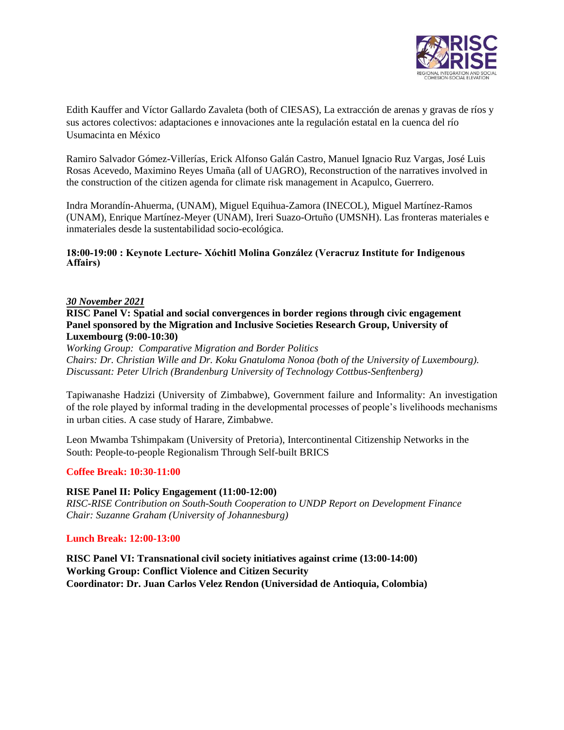Edith Kauffer and Víctor Gallardo Zavaleta (both of CIESAS), La extracción de arenas y gravas de ríos y sus actores colectivos: adaptaciones e innovaciones ante la regulación estatal en la cuenca del río Usumacinta en México

Ramiro Salvador Gómez-Villerías, Erick Alfonso Galán Castro, Manuel Ignacio Ruz Vargas, José Luis Rosas Acevedo, Maximino Reyes Umaña (all of UAGRO), Reconstruction of the narratives involved in the construction of the citizen agenda for climate risk management in Acapulco, Guerrero.

Indra Morandín-Ahuerma, (UNAM), Miguel Equihua-Zamora (INECOL), Miguel Martínez-Ramos (UNAM), Enrique Martínez-Meyer (UNAM), Ireri Suazo-Ortuño (UMSNH). Las fronteras materiales e inmateriales desde la sustentabilidad socio-ecológica.

**18:00-19:00 : Keynote Lecture- Xóchitl Molina González (Veracruz Institute for Indigenous Affairs)**

***30 November 2021***

**RISC Panel V: Spatial and social convergences in border regions through civic engagement**
**Panel sponsored by the Migration and Inclusive Societies Research Group, University of Luxembourg (9:00-10:30)**

*Working Group: Comparative Migration and Border Politics*
*Chairs: Dr. Christian Wille and Dr. Koku Gnatuloma Nonoa (both of the University of Luxembourg).*
*Discussant: Peter Ulrich (Brandenburg University of Technology Cottbus-Senftenberg)*

Tapiwanashe Hadzizi (University of Zimbabwe), Government failure and Informality: An investigation of the role played by informal trading in the developmental processes of people's livelihoods mechanisms in urban cities. A case study of Harare, Zimbabwe.

Leon Mwamba Tshimpakam (University of Pretoria), Intercontinental Citizenship Networks in the South: People-to-people Regionalism Through Self-built BRICS

**Coffee Break: 10:30-11:00**

**RISE Panel II: Policy Engagement (11:00-12:00)**

*RISC-RISE Contribution on South-South Cooperation to UNDP Report on Development Finance*
*Chair: Suzanne Graham (University of Johannesburg)*

**Lunch Break: 12:00-13:00**

**RISC Panel VI: Transnational civil society initiatives against crime (13:00-14:00)**
**Working Group: Conflict Violence and Citizen Security**
**Coordinator: Dr. Juan Carlos Velez Rendon (Universidad de Antioquia, Colombia)**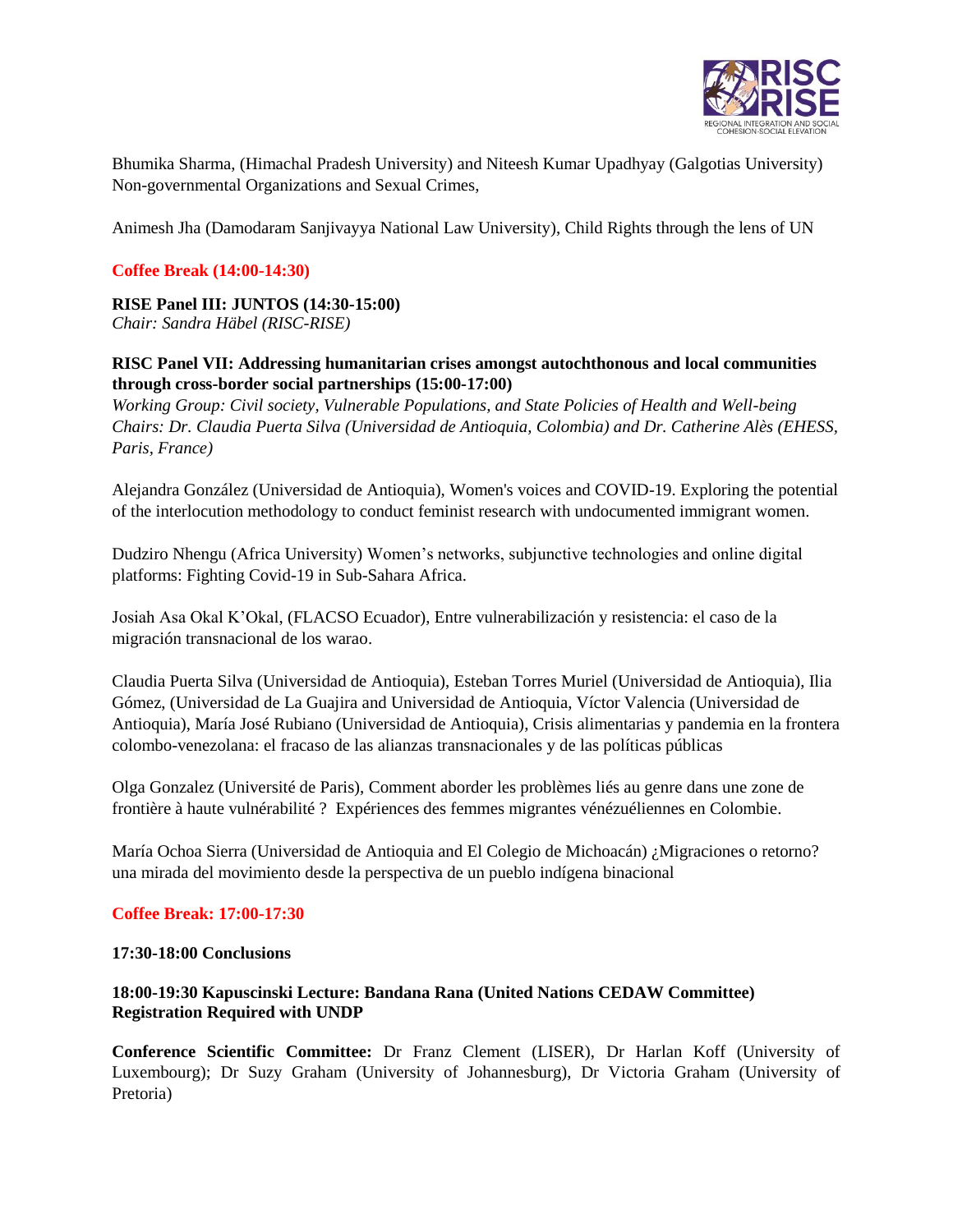Bhumika Sharma, (Himachal Pradesh University) and Niteesh Kumar Upadhyay (Galgotias University) Non-governmental Organizations and Sexual Crimes,

Animesh Jha (Damodaram Sanjivayya National Law University), Child Rights through the lens of UN

**Coffee Break (14:00-14:30)**

**RISE Panel III: JUNTOS (14:30-15:00)**
*Chair: Sandra Häbel (RISC-RISE)*

**RISC Panel VII: Addressing humanitarian crises amongst autochthonous and local communities through cross-border social partnerships (15:00-17:00)**
*Working Group: Civil society, Vulnerable Populations, and State Policies of Health and Well-being*
*Chairs: Dr. Claudia Puerta Silva (Universidad de Antioquia, Colombia) and Dr. Catherine Alès (EHESS, Paris, France)*

Alejandra González (Universidad de Antioquia), Women's voices and COVID-19. Exploring the potential of the interlocution methodology to conduct feminist research with undocumented immigrant women.

Dudziro Nhengu (Africa University) Women's networks, subjunctive technologies and online digital platforms: Fighting Covid-19 in Sub-Sahara Africa.

Josiah Asa Okal K'Okal, (FLACSO Ecuador), Entre vulnerabilización y resistencia: el caso de la migración transnacional de los warao.

Claudia Puerta Silva (Universidad de Antioquia), Esteban Torres Muriel (Universidad de Antioquia), Ilia Gómez, (Universidad de La Guajira and Universidad de Antioquia, Víctor Valencia (Universidad de Antioquia), María José Rubiano (Universidad de Antioquia), Crisis alimentarias y pandemia en la frontera colombo-venezolana: el fracaso de las alianzas transnacionales y de las políticas públicas

Olga Gonzalez (Université de Paris), Comment aborder les problèmes liés au genre dans une zone de frontière à haute vulnérabilité ? Expériences des femmes migrantes vénézuéliennes en Colombie.

María Ochoa Sierra (Universidad de Antioquia and El Colegio de Michoacán) ¿Migraciones o retorno? una mirada del movimiento desde la perspectiva de un pueblo indígena binacional

**Coffee Break: 17:00-17:30**

**17:30-18:00 Conclusions**

**18:00-19:30 Kapuscinski Lecture: Bandana Rana (United Nations CEDAW Committee)**
**Registration Required with UNDP**

**Conference Scientific Committee:** Dr Franz Clement (LISER), Dr Harlan Koff (University of Luxembourg); Dr Suzy Graham (University of Johannesburg), Dr Victoria Graham (University of Pretoria)